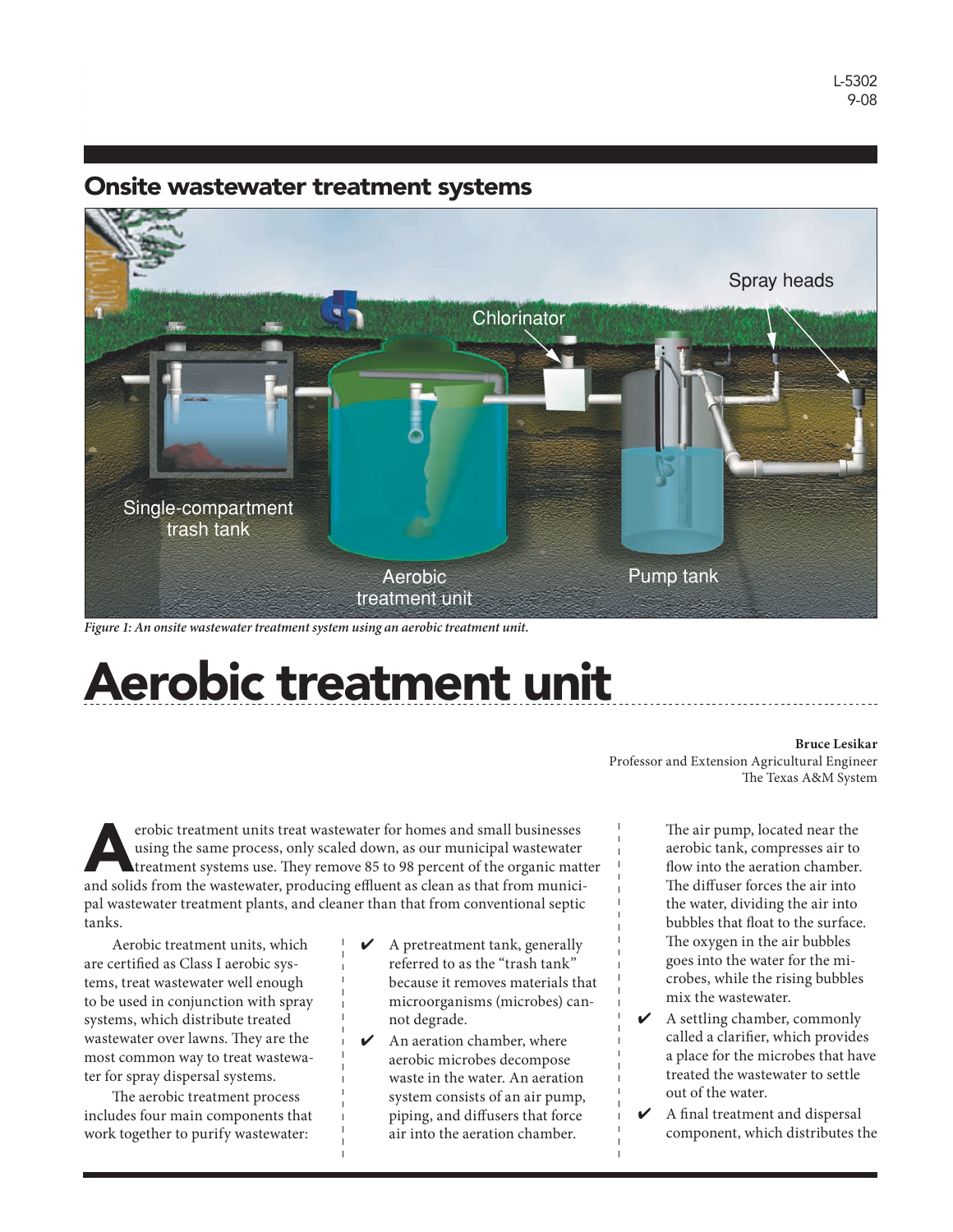L-5302
9-08

## Onsite wastewater treatment systems

*Figure 1: An onsite wastewater treatment system using an aerobic treatment unit.*

# Aerobic treatment unit

**Bruce Lesikar**
Professor and Extension Agricultural Engineer
The Texas A&M System

Aerobic treatment units treat wastewater for homes and small businesses using the same process, only scaled down, as our municipal wastewater treatment systems use. They remove 85 to 98 percent of the organic matter and solids from the wastewater, producing effluent as clean as that from municipal wastewater treatment plants, and cleaner than that from conventional septic tanks.

Aerobic treatment units, which are certified as Class I aerobic systems, treat wastewater well enough to be used in conjunction with spray systems, which distribute treated wastewater over lawns. They are the most common way to treat wastewater for spray dispersal systems.

The aerobic treatment process includes four main components that work together to purify wastewater:

- ✔ A pretreatment tank, generally referred to as the "trash tank" because it removes materials that microorganisms (microbes) cannot degrade.
- ✔ An aeration chamber, where aerobic microbes decompose waste in the water. An aeration system consists of an air pump, piping, and diffusers that force air into the aeration chamber.

  The air pump, located near the aerobic tank, compresses air to flow into the aeration chamber. The diffuser forces the air into the water, dividing the air into bubbles that float to the surface. The oxygen in the air bubbles goes into the water for the microbes, while the rising bubbles mix the wastewater.
- ✔ A settling chamber, commonly called a clarifier, which provides a place for the microbes that have treated the wastewater to settle out of the water.
- ✔ A final treatment and dispersal component, which distributes the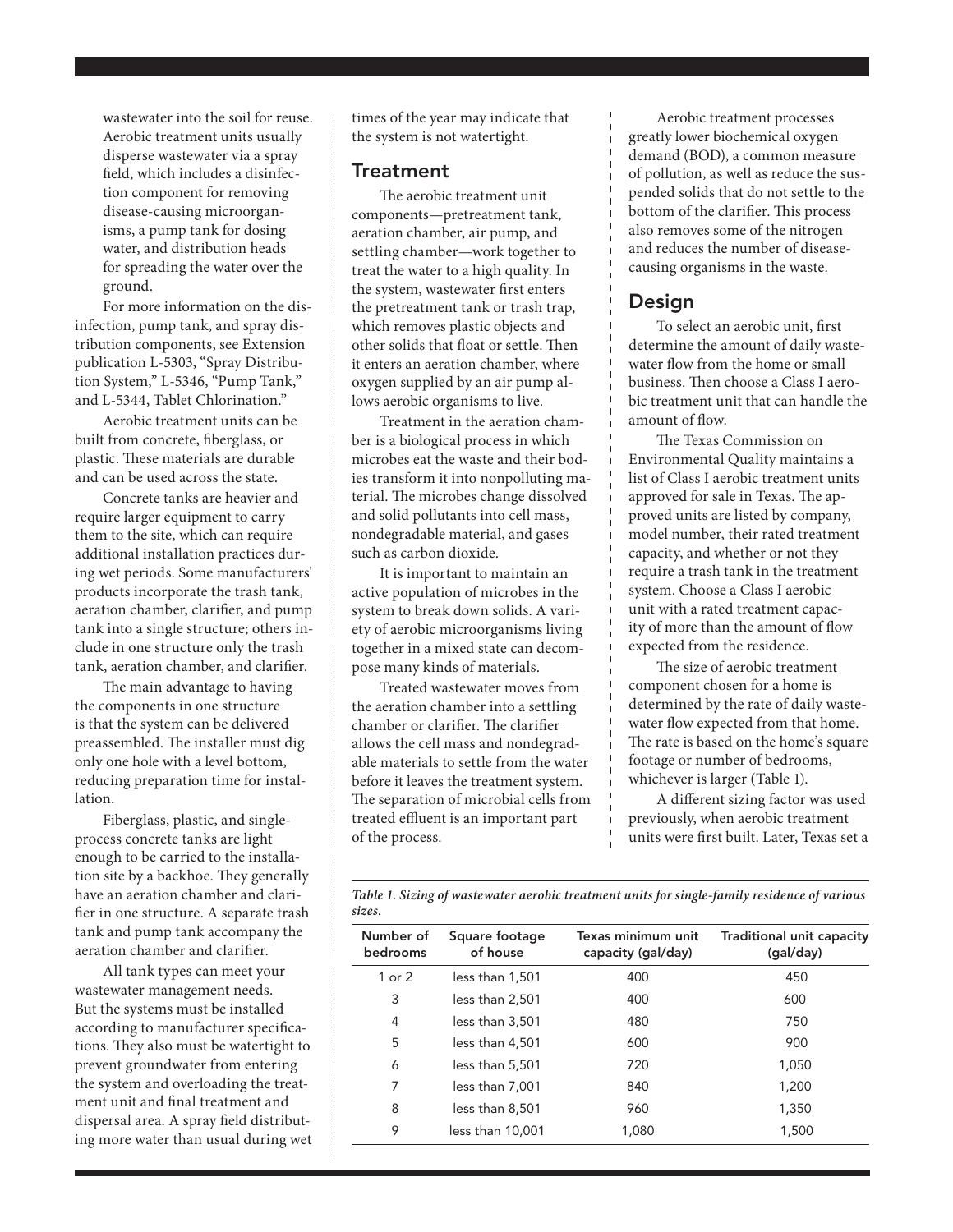wastewater into the soil for reuse. Aerobic treatment units usually disperse wastewater via a spray field, which includes a disinfection component for removing disease-causing microorganisms, a pump tank for dosing water, and distribution heads for spreading the water over the ground.

For more information on the disinfection, pump tank, and spray distribution components, see Extension publication L-5303, "Spray Distribution System," L-5346, "Pump Tank," and L-5344, Tablet Chlorination."

Aerobic treatment units can be built from concrete, fiberglass, or plastic. These materials are durable and can be used across the state.

Concrete tanks are heavier and require larger equipment to carry them to the site, which can require additional installation practices during wet periods. Some manufacturers' products incorporate the trash tank, aeration chamber, clarifier, and pump tank into a single structure; others include in one structure only the trash tank, aeration chamber, and clarifier.

The main advantage to having the components in one structure is that the system can be delivered preassembled. The installer must dig only one hole with a level bottom, reducing preparation time for installation.

Fiberglass, plastic, and single-process concrete tanks are light enough to be carried to the installation site by a backhoe. They generally have an aeration chamber and clarifier in one structure. A separate trash tank and pump tank accompany the aeration chamber and clarifier.

All tank types can meet your wastewater management needs. But the systems must be installed according to manufacturer specifications. They also must be watertight to prevent groundwater from entering the system and overloading the treatment unit and final treatment and dispersal area. A spray field distributing more water than usual during wet times of the year may indicate that the system is not watertight.

## Treatment

The aerobic treatment unit components—pretreatment tank, aeration chamber, air pump, and settling chamber—work together to treat the water to a high quality. In the system, wastewater first enters the pretreatment tank or trash trap, which removes plastic objects and other solids that float or settle. Then it enters an aeration chamber, where oxygen supplied by an air pump allows aerobic organisms to live.

Treatment in the aeration chamber is a biological process in which microbes eat the waste and their bodies transform it into nonpolluting material. The microbes change dissolved and solid pollutants into cell mass, nondegradable material, and gases such as carbon dioxide.

It is important to maintain an active population of microbes in the system to break down solids. A variety of aerobic microorganisms living together in a mixed state can decompose many kinds of materials.

Treated wastewater moves from the aeration chamber into a settling chamber or clarifier. The clarifier allows the cell mass and nondegradable materials to settle from the water before it leaves the treatment system. The separation of microbial cells from treated effluent is an important part of the process.

Aerobic treatment processes greatly lower biochemical oxygen demand (BOD), a common measure of pollution, as well as reduce the suspended solids that do not settle to the bottom of the clarifier. This process also removes some of the nitrogen and reduces the number of disease-causing organisms in the waste.

## Design

To select an aerobic unit, first determine the amount of daily wastewater flow from the home or small business. Then choose a Class I aerobic treatment unit that can handle the amount of flow.

The Texas Commission on Environmental Quality maintains a list of Class I aerobic treatment units approved for sale in Texas. The approved units are listed by company, model number, their rated treatment capacity, and whether or not they require a trash tank in the treatment system. Choose a Class I aerobic unit with a rated treatment capacity of more than the amount of flow expected from the residence.

The size of aerobic treatment component chosen for a home is determined by the rate of daily wastewater flow expected from that home. The rate is based on the home's square footage or number of bedrooms, whichever is larger (Table 1).

A different sizing factor was used previously, when aerobic treatment units were first built. Later, Texas set a

*Table 1. Sizing of wastewater aerobic treatment units for single-family residence of various sizes.*

| Number of bedrooms | Square footage of house | Texas minimum unit capacity (gal/day) | Traditional unit capacity (gal/day) |
|---|---|---|---|
| 1 or 2 | less than 1,501 | 400 | 450 |
| 3 | less than 2,501 | 400 | 600 |
| 4 | less than 3,501 | 480 | 750 |
| 5 | less than 4,501 | 600 | 900 |
| 6 | less than 5,501 | 720 | 1,050 |
| 7 | less than 7,001 | 840 | 1,200 |
| 8 | less than 8,501 | 960 | 1,350 |
| 9 | less than 10,001 | 1,080 | 1,500 |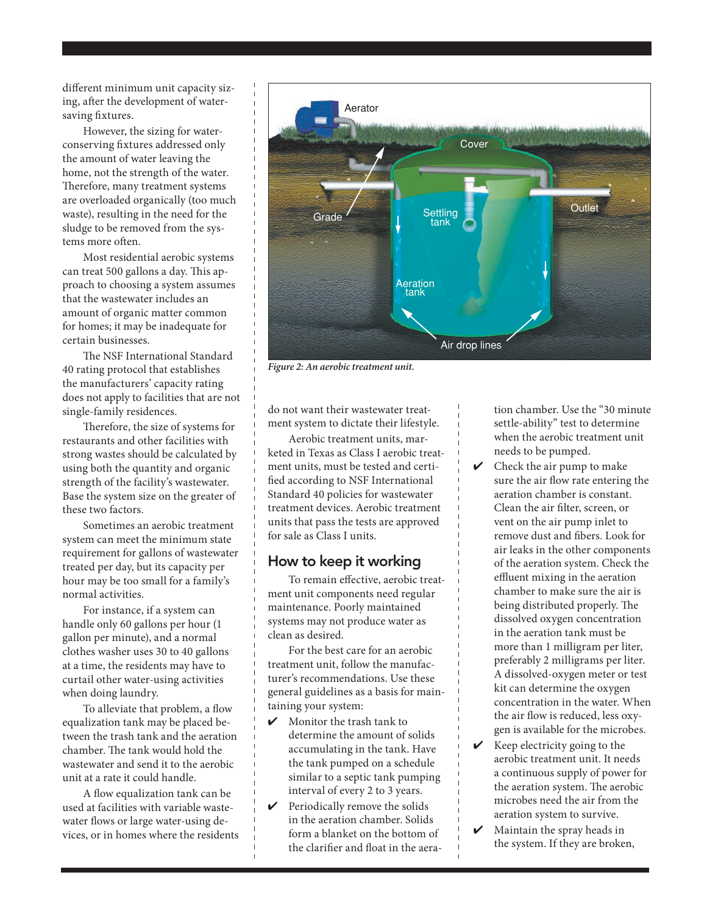different minimum unit capacity sizing, after the development of water-saving fixtures.

However, the sizing for water-conserving fixtures addressed only the amount of water leaving the home, not the strength of the water. Therefore, many treatment systems are overloaded organically (too much waste), resulting in the need for the sludge to be removed from the systems more often.

Most residential aerobic systems can treat 500 gallons a day. This approach to choosing a system assumes that the wastewater includes an amount of organic matter common for homes; it may be inadequate for certain businesses.

The NSF International Standard 40 rating protocol that establishes the manufacturers' capacity rating does not apply to facilities that are not single-family residences.

Therefore, the size of systems for restaurants and other facilities with strong wastes should be calculated by using both the quantity and organic strength of the facility's wastewater. Base the system size on the greater of these two factors.

Sometimes an aerobic treatment system can meet the minimum state requirement for gallons of wastewater treated per day, but its capacity per hour may be too small for a family's normal activities.

For instance, if a system can handle only 60 gallons per hour (1 gallon per minute), and a normal clothes washer uses 30 to 40 gallons at a time, the residents may have to curtail other water-using activities when doing laundry.

To alleviate that problem, a flow equalization tank may be placed between the trash tank and the aeration chamber. The tank would hold the wastewater and send it to the aerobic unit at a rate it could handle.

A flow equalization tank can be used at facilities with variable wastewater flows or large water-using devices, or in homes where the residents do not want their wastewater treatment system to dictate their lifestyle.

*Figure 2: An aerobic treatment unit.*

Aerobic treatment units, marketed in Texas as Class I aerobic treatment units, must be tested and certified according to NSF International Standard 40 policies for wastewater treatment devices. Aerobic treatment units that pass the tests are approved for sale as Class I units.

## How to keep it working

To remain effective, aerobic treatment unit components need regular maintenance. Poorly maintained systems may not produce water as clean as desired.

For the best care for an aerobic treatment unit, follow the manufacturer's recommendations. Use these general guidelines as a basis for maintaining your system:

- ✔ Monitor the trash tank to determine the amount of solids accumulating in the tank. Have the tank pumped on a schedule similar to a septic tank pumping interval of every 2 to 3 years.
- ✔ Periodically remove the solids in the aeration chamber. Solids form a blanket on the bottom of the clarifier and float in the aeration chamber. Use the "30 minute settle-ability" test to determine when the aerobic treatment unit needs to be pumped.
- ✔ Check the air pump to make sure the air flow rate entering the aeration chamber is constant. Clean the air filter, screen, or vent on the air pump inlet to remove dust and fibers. Look for air leaks in the other components of the aeration system. Check the effluent mixing in the aeration chamber to make sure the air is being distributed properly. The dissolved oxygen concentration in the aeration tank must be more than 1 milligram per liter, preferably 2 milligrams per liter. A dissolved-oxygen meter or test kit can determine the oxygen concentration in the water. When the air flow is reduced, less oxygen is available for the microbes.
- ✔ Keep electricity going to the aerobic treatment unit. It needs a continuous supply of power for the aeration system. The aerobic microbes need the air from the aeration system to survive.
- ✔ Maintain the spray heads in the system. If they are broken,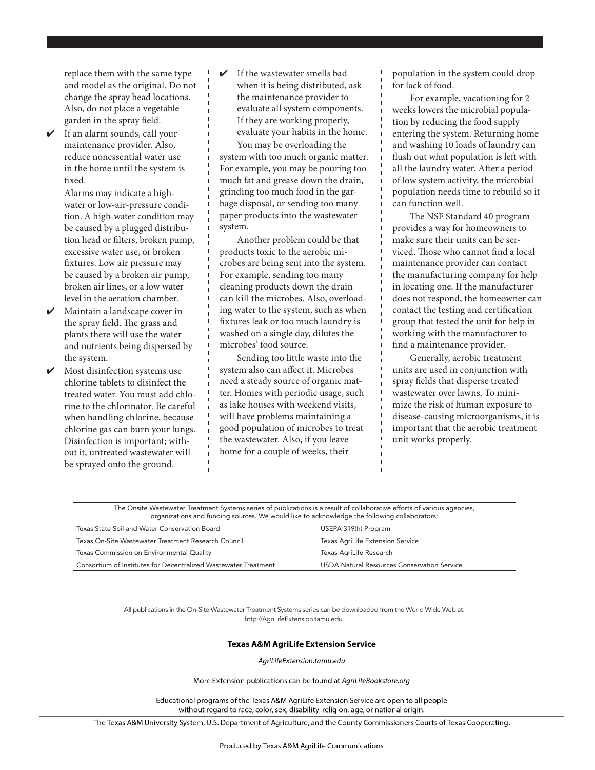replace them with the same type and model as the original. Do not change the spray head locations. Also, do not place a vegetable garden in the spray field.

- ✔ If an alarm sounds, call your maintenance provider. Also, reduce nonessential water use in the home until the system is fixed.

  Alarms may indicate a high-water or low-air-pressure condition. A high-water condition may be caused by a plugged distribution head or filters, broken pump, excessive water use, or broken fixtures. Low air pressure may be caused by a broken air pump, broken air lines, or a low water level in the aeration chamber.

- ✔ Maintain a landscape cover in the spray field. The grass and plants there will use the water and nutrients being dispersed by the system.
- ✔ Most disinfection systems use chlorine tablets to disinfect the treated water. You must add chlorine to the chlorinator. Be careful when handling chlorine, because chlorine gas can burn your lungs. Disinfection is important; without it, untreated wastewater will be sprayed onto the ground.
- ✔ If the wastewater smells bad when it is being distributed, ask the maintenance provider to evaluate all system components. If they are working properly, evaluate your habits in the home.

You may be overloading the system with too much organic matter. For example, you may be pouring too much fat and grease down the drain, grinding too much food in the garbage disposal, or sending too many paper products into the wastewater system.

Another problem could be that products toxic to the aerobic microbes are being sent into the system. For example, sending too many cleaning products down the drain can kill the microbes. Also, overloading water to the system, such as when fixtures leak or too much laundry is washed on a single day, dilutes the microbes' food source.

Sending too little waste into the system also can affect it. Microbes need a steady source of organic matter. Homes with periodic usage, such as lake houses with weekend visits, will have problems maintaining a good population of microbes to treat the wastewater. Also, if you leave home for a couple of weeks, their population in the system could drop for lack of food.

For example, vacationing for 2 weeks lowers the microbial population by reducing the food supply entering the system. Returning home and washing 10 loads of laundry can flush out what population is left with all the laundry water. After a period of low system activity, the microbial population needs time to rebuild so it can function well.

The NSF Standard 40 program provides a way for homeowners to make sure their units can be serviced. Those who cannot find a local maintenance provider can contact the manufacturing company for help in locating one. If the manufacturer does not respond, the homeowner can contact the testing and certification group that tested the unit for help in working with the manufacturer to find a maintenance provider.

Generally, aerobic treatment units are used in conjunction with spray fields that disperse treated wastewater over lawns. To minimize the risk of human exposure to disease-causing microorganisms, it is important that the aerobic treatment unit works properly.

The Onsite Wastewater Treatment Systems series of publications is a result of collaborative efforts of various agencies, organizations and funding sources. We would like to acknowledge the following collaborators:

| | |
|---|---|
| Texas State Soil and Water Conservation Board | USEPA 319(h) Program |
| Texas On-Site Wastewater Treatment Research Council | Texas AgriLife Extension Service |
| Texas Commission on Environmental Quality | Texas AgriLife Research |
| Consortium of Institutes for Decentralized Wastewater Treatment | USDA Natural Resources Conservation Service |

All publications in the On-Site Wastewater Treatment Systems series can be downloaded from the World Wide Web at: http://AgriLifeExtension.tamu.edu.

**Texas A&M AgriLife Extension Service**

*AgriLifeExtension.tamu.edu*

More Extension publications can be found at *AgriLifeBookstore.org*

Educational programs of the Texas A&M AgriLife Extension Service are open to all people without regard to race, color, sex, disability, religion, age, or national origin.

The Texas A&M University System, U.S. Department of Agriculture, and the County Commissioners Courts of Texas Cooperating.

Produced by Texas A&M AgriLife Communications